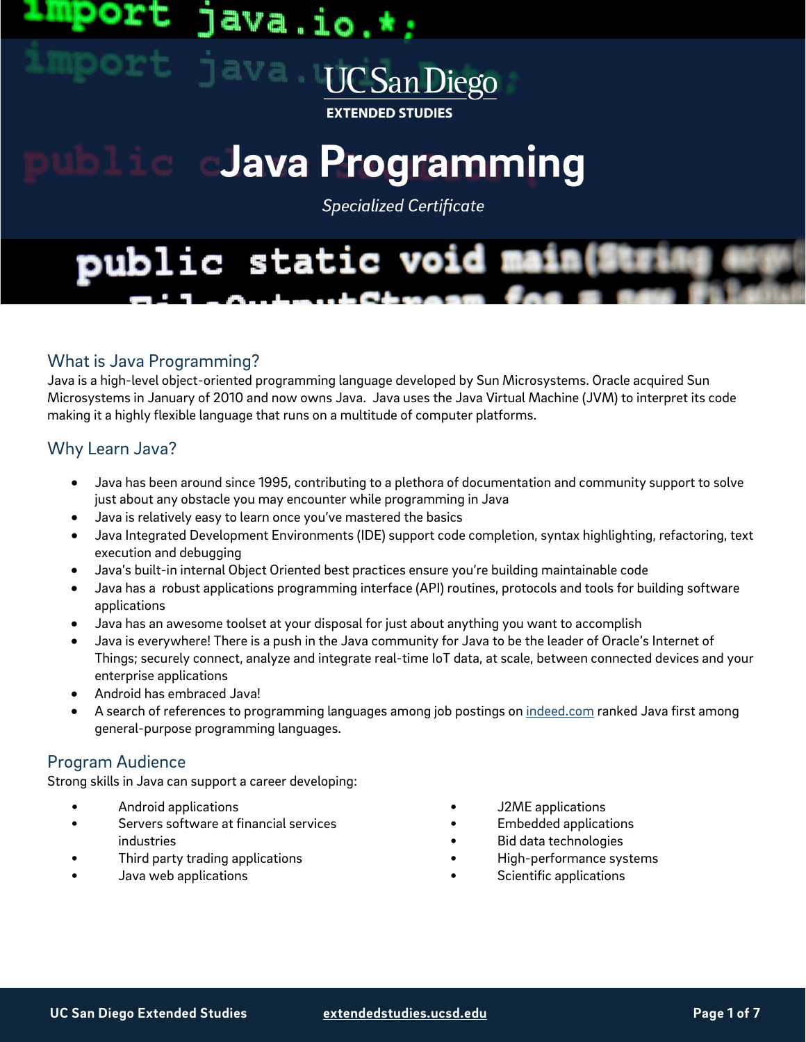UC San Diego

EXTENDED STUDIES

# Java Programming

*Specialized Certificate*

## What is Java Programming?

Java is a high-level object-oriented programming language developed by Sun Microsystems. Oracle acquired Sun Microsystems in January of 2010 and now owns Java. Java uses the Java Virtual Machine (JVM) to interpret its code making it a highly flexible language that runs on a multitude of computer platforms.

## Why Learn Java?

- Java has been around since 1995, contributing to a plethora of documentation and community support to solve just about any obstacle you may encounter while programming in Java
- Java is relatively easy to learn once you've mastered the basics
- Java Integrated Development Environments (IDE) support code completion, syntax highlighting, refactoring, text execution and debugging
- Java's built-in internal Object Oriented best practices ensure you're building maintainable code
- Java has a robust applications programming interface (API) routines, protocols and tools for building software applications
- Java has an awesome toolset at your disposal for just about anything you want to accomplish
- Java is everywhere! There is a push in the Java community for Java to be the leader of Oracle's Internet of Things; securely connect, analyze and integrate real-time IoT data, at scale, between connected devices and your enterprise applications
- Android has embraced Java!
- A search of references to programming languages among job postings on [indeed.com](indeed.com) ranked Java first among general-purpose programming languages.

## Program Audience

Strong skills in Java can support a career developing:

- Android applications
- Servers software at financial services industries
- Third party trading applications
- Java web applications
- J2ME applications
- Embedded applications
- Bid data technologies
- High-performance systems
- Scientific applications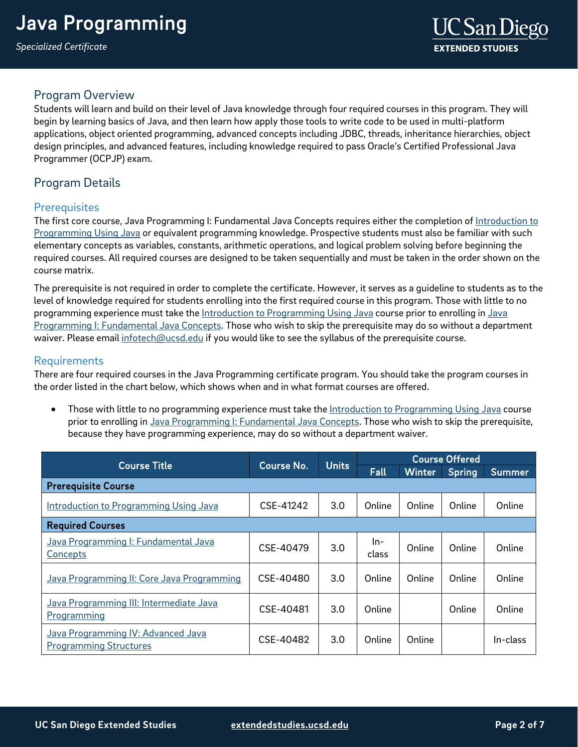# Java Programming

*Specialized Certificate*

## Program Overview

Students will learn and build on their level of Java knowledge through four required courses in this program. They will begin by learning basics of Java, and then learn how apply those tools to write code to be used in multi-platform applications, object oriented programming, advanced concepts including JDBC, threads, inheritance hierarchies, object design principles, and advanced features, including knowledge required to pass Oracle's Certified Professional Java Programmer (OCPJP) exam.

## Program Details

### Prerequisites

The first core course, Java Programming I: Fundamental Java Concepts requires either the completion of Introduction to Programming Using Java or equivalent programming knowledge. Prospective students must also be familiar with such elementary concepts as variables, constants, arithmetic operations, and logical problem solving before beginning the required courses. All required courses are designed to be taken sequentially and must be taken in the order shown on the course matrix.

The prerequisite is not required in order to complete the certificate. However, it serves as a guideline to students as to the level of knowledge required for students enrolling into the first required course in this program. Those with little to no programming experience must take the Introduction to Programming Using Java course prior to enrolling in Java Programming I: Fundamental Java Concepts. Those who wish to skip the prerequisite may do so without a department waiver. Please email infotech@ucsd.edu if you would like to see the syllabus of the prerequisite course.

### Requirements

There are four required courses in the Java Programming certificate program. You should take the program courses in the order listed in the chart below, which shows when and in what format courses are offered.

- Those with little to no programming experience must take the Introduction to Programming Using Java course prior to enrolling in Java Programming I: Fundamental Java Concepts. Those who wish to skip the prerequisite, because they have programming experience, may do so without a department waiver.

| Course Title | Course No. | Units | Course Offered | | | |
|---|---|---|---|---|---|---|
| | | | Fall | Winter | Spring | Summer |
| **Prerequisite Course** | | | | | | |
| Introduction to Programming Using Java | CSE-41242 | 3.0 | Online | Online | Online | Online |
| **Required Courses** | | | | | | |
| Java Programming I: Fundamental Java Concepts | CSE-40479 | 3.0 | In-class | Online | Online | Online |
| Java Programming II: Core Java Programming | CSE-40480 | 3.0 | Online | Online | Online | Online |
| Java Programming III: Intermediate Java Programming | CSE-40481 | 3.0 | Online | | Online | Online |
| Java Programming IV: Advanced Java Programming Structures | CSE-40482 | 3.0 | Online | Online | | In-class |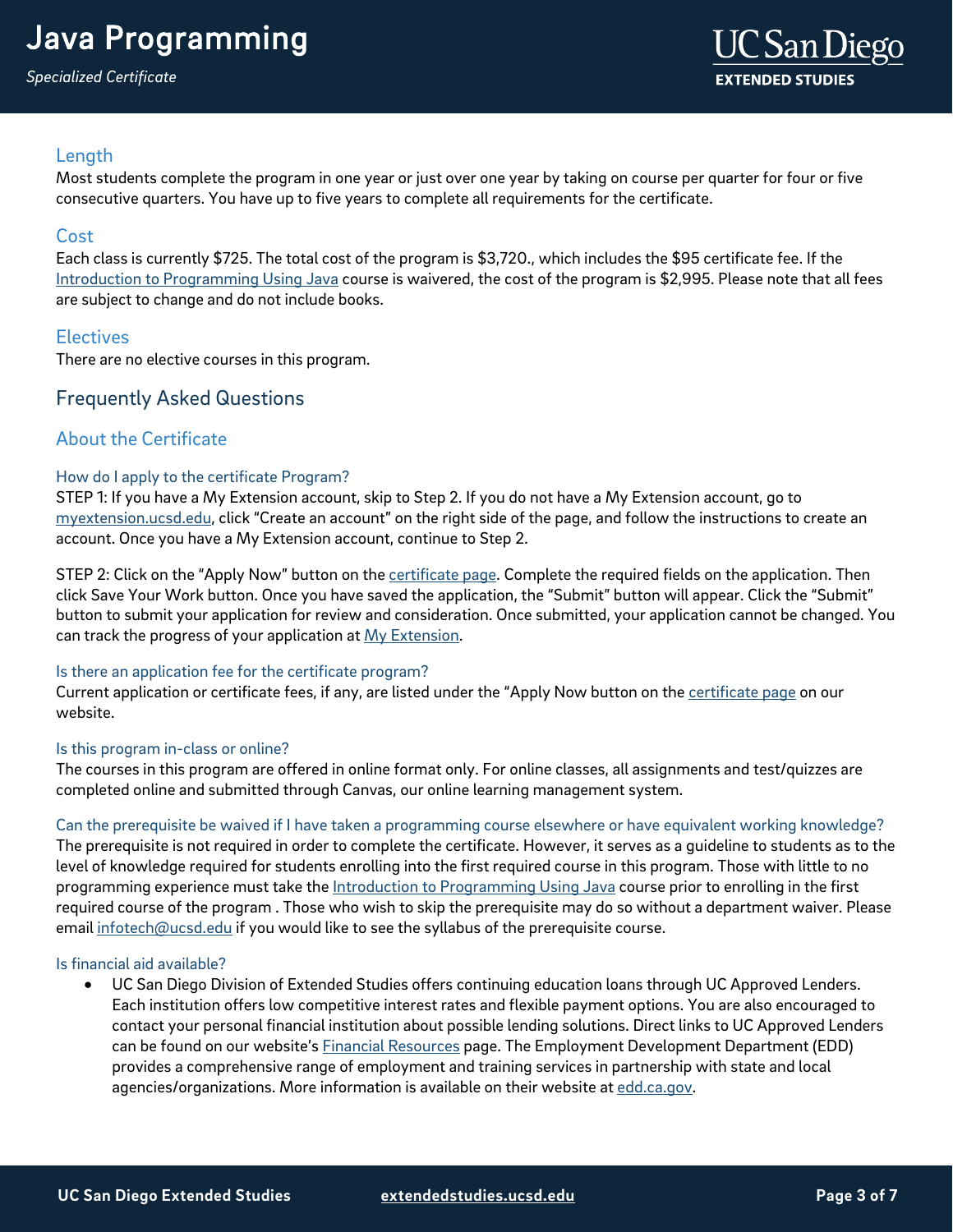## Length

Most students complete the program in one year or just over one year by taking on course per quarter for four or five consecutive quarters. You have up to five years to complete all requirements for the certificate.

## Cost

Each class is currently $725. The total cost of the program is $3,720., which includes the $95 certificate fee. If the [Introduction to Programming Using Java]() course is waivered, the cost of the program is $2,995. Please note that all fees are subject to change and do not include books.

## Electives

There are no elective courses in this program.

# Frequently Asked Questions

## About the Certificate

### How do I apply to the certificate Program?

STEP 1: If you have a My Extension account, skip to Step 2. If you do not have a My Extension account, go to [myextension.ucsd.edu](), click "Create an account" on the right side of the page, and follow the instructions to create an account. Once you have a My Extension account, continue to Step 2.

STEP 2: Click on the "Apply Now" button on the [certificate page](). Complete the required fields on the application. Then click Save Your Work button. Once you have saved the application, the "Submit" button will appear. Click the "Submit" button to submit your application for review and consideration. Once submitted, your application cannot be changed. You can track the progress of your application at [My Extension]().

### Is there an application fee for the certificate program?

Current application or certificate fees, if any, are listed under the "Apply Now button on the [certificate page]() on our website.

### Is this program in-class or online?

The courses in this program are offered in online format only. For online classes, all assignments and test/quizzes are completed online and submitted through Canvas, our online learning management system.

### Can the prerequisite be waived if I have taken a programming course elsewhere or have equivalent working knowledge?

The prerequisite is not required in order to complete the certificate. However, it serves as a guideline to students as to the level of knowledge required for students enrolling into the first required course in this program. Those with little to no programming experience must take the [Introduction to Programming Using Java]() course prior to enrolling in the first required course of the program . Those who wish to skip the prerequisite may do so without a department waiver. Please email [infotech@ucsd.edu]() if you would like to see the syllabus of the prerequisite course.

### Is financial aid available?

- UC San Diego Division of Extended Studies offers continuing education loans through UC Approved Lenders. Each institution offers low competitive interest rates and flexible payment options. You are also encouraged to contact your personal financial institution about possible lending solutions. Direct links to UC Approved Lenders can be found on our website's [Financial Resources]() page. The Employment Development Department (EDD) provides a comprehensive range of employment and training services in partnership with state and local agencies/organizations. More information is available on their website at [edd.ca.gov]().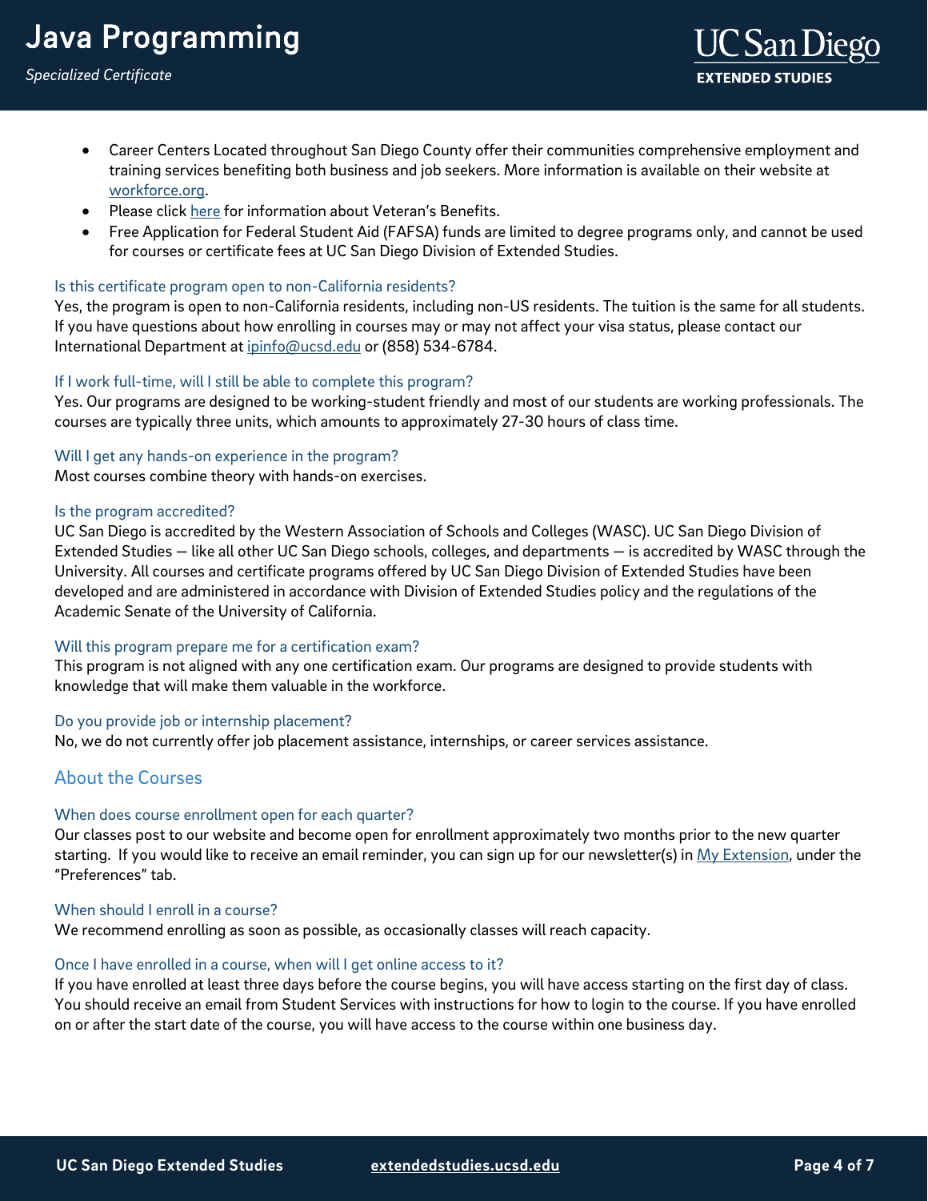- Career Centers Located throughout San Diego County offer their communities comprehensive employment and training services benefiting both business and job seekers. More information is available on their website at [workforce.org](workforce.org).
- Please click [here](here) for information about Veteran's Benefits.
- Free Application for Federal Student Aid (FAFSA) funds are limited to degree programs only, and cannot be used for courses or certificate fees at UC San Diego Division of Extended Studies.

### Is this certificate program open to non-California residents?

Yes, the program is open to non-California residents, including non-US residents. The tuition is the same for all students. If you have questions about how enrolling in courses may or may not affect your visa status, please contact our International Department at [ipinfo@ucsd.edu](mailto:ipinfo@ucsd.edu) or (858) 534-6784.

### If I work full-time, will I still be able to complete this program?

Yes. Our programs are designed to be working-student friendly and most of our students are working professionals. The courses are typically three units, which amounts to approximately 27-30 hours of class time.

### Will I get any hands-on experience in the program?

Most courses combine theory with hands-on exercises.

### Is the program accredited?

UC San Diego is accredited by the Western Association of Schools and Colleges (WASC). UC San Diego Division of Extended Studies — like all other UC San Diego schools, colleges, and departments — is accredited by WASC through the University. All courses and certificate programs offered by UC San Diego Division of Extended Studies have been developed and are administered in accordance with Division of Extended Studies policy and the regulations of the Academic Senate of the University of California.

### Will this program prepare me for a certification exam?

This program is not aligned with any one certification exam. Our programs are designed to provide students with knowledge that will make them valuable in the workforce.

### Do you provide job or internship placement?

No, we do not currently offer job placement assistance, internships, or career services assistance.

## About the Courses

### When does course enrollment open for each quarter?

Our classes post to our website and become open for enrollment approximately two months prior to the new quarter starting. If you would like to receive an email reminder, you can sign up for our newsletter(s) in [My Extension](My Extension), under the "Preferences" tab.

### When should I enroll in a course?

We recommend enrolling as soon as possible, as occasionally classes will reach capacity.

### Once I have enrolled in a course, when will I get online access to it?

If you have enrolled at least three days before the course begins, you will have access starting on the first day of class. You should receive an email from Student Services with instructions for how to login to the course. If you have enrolled on or after the start date of the course, you will have access to the course within one business day.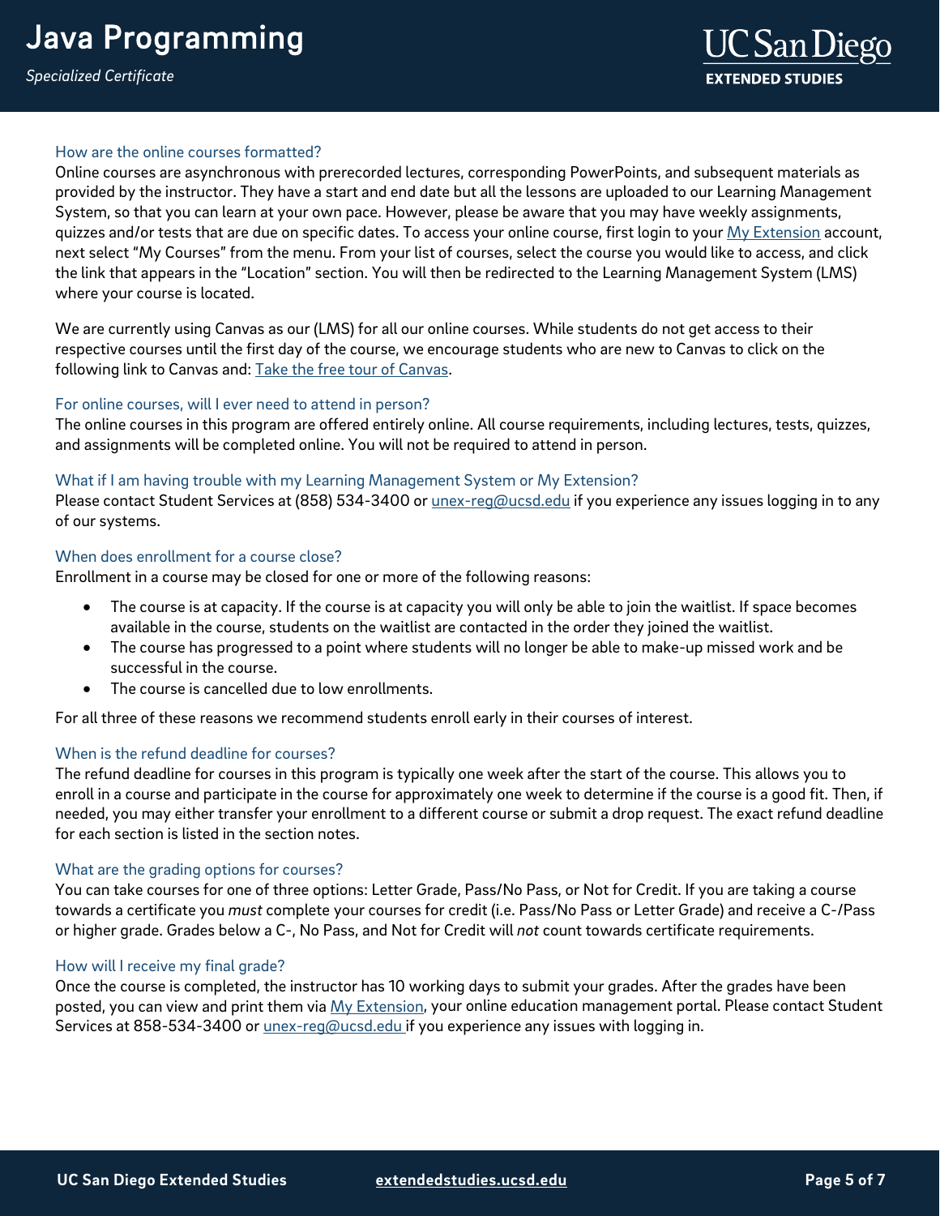### How are the online courses formatted?

Online courses are asynchronous with prerecorded lectures, corresponding PowerPoints, and subsequent materials as provided by the instructor. They have a start and end date but all the lessons are uploaded to our Learning Management System, so that you can learn at your own pace. However, please be aware that you may have weekly assignments, quizzes and/or tests that are due on specific dates. To access your online course, first login to your [My Extension](#) account, next select "My Courses" from the menu. From your list of courses, select the course you would like to access, and click the link that appears in the "Location" section. You will then be redirected to the Learning Management System (LMS) where your course is located.

We are currently using Canvas as our (LMS) for all our online courses. While students do not get access to their respective courses until the first day of the course, we encourage students who are new to Canvas to click on the following link to Canvas and: [Take the free tour of Canvas](#).

### For online courses, will I ever need to attend in person?

The online courses in this program are offered entirely online. All course requirements, including lectures, tests, quizzes, and assignments will be completed online. You will not be required to attend in person.

### What if I am having trouble with my Learning Management System or My Extension?

Please contact Student Services at (858) 534-3400 or [unex-reg@ucsd.edu](mailto:unex-reg@ucsd.edu) if you experience any issues logging in to any of our systems.

### When does enrollment for a course close?

Enrollment in a course may be closed for one or more of the following reasons:

- The course is at capacity. If the course is at capacity you will only be able to join the waitlist. If space becomes available in the course, students on the waitlist are contacted in the order they joined the waitlist.
- The course has progressed to a point where students will no longer be able to make-up missed work and be successful in the course.
- The course is cancelled due to low enrollments.

For all three of these reasons we recommend students enroll early in their courses of interest.

### When is the refund deadline for courses?

The refund deadline for courses in this program is typically one week after the start of the course. This allows you to enroll in a course and participate in the course for approximately one week to determine if the course is a good fit. Then, if needed, you may either transfer your enrollment to a different course or submit a drop request. The exact refund deadline for each section is listed in the section notes.

### What are the grading options for courses?

You can take courses for one of three options: Letter Grade, Pass/No Pass, or Not for Credit. If you are taking a course towards a certificate you *must* complete your courses for credit (i.e. Pass/No Pass or Letter Grade) and receive a C-/Pass or higher grade. Grades below a C-, No Pass, and Not for Credit will *not* count towards certificate requirements.

### How will I receive my final grade?

Once the course is completed, the instructor has 10 working days to submit your grades. After the grades have been posted, you can view and print them via [My Extension](#), your online education management portal. Please contact Student Services at 858-534-3400 or [unex-reg@ucsd.edu](mailto:unex-reg@ucsd.edu) if you experience any issues with logging in.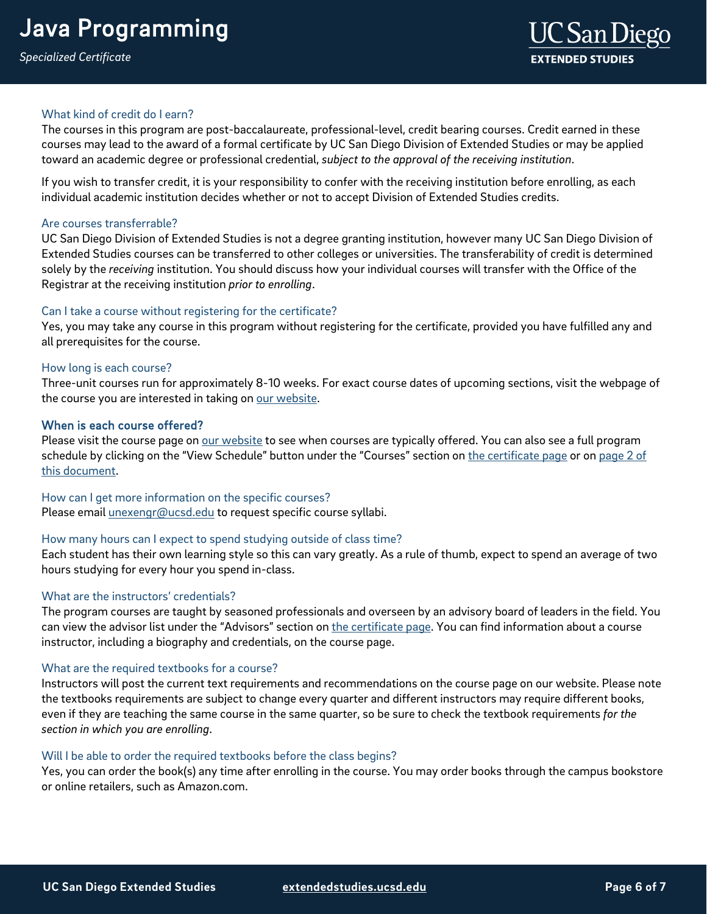### What kind of credit do I earn?

The courses in this program are post-baccalaureate, professional-level, credit bearing courses. Credit earned in these courses may lead to the award of a formal certificate by UC San Diego Division of Extended Studies or may be applied toward an academic degree or professional credential, *subject to the approval of the receiving institution*.

If you wish to transfer credit, it is your responsibility to confer with the receiving institution before enrolling, as each individual academic institution decides whether or not to accept Division of Extended Studies credits.

### Are courses transferrable?

UC San Diego Division of Extended Studies is not a degree granting institution, however many UC San Diego Division of Extended Studies courses can be transferred to other colleges or universities. The transferability of credit is determined solely by the *receiving* institution. You should discuss how your individual courses will transfer with the Office of the Registrar at the receiving institution *prior to enrolling*.

### Can I take a course without registering for the certificate?

Yes, you may take any course in this program without registering for the certificate, provided you have fulfilled any and all prerequisites for the course.

### How long is each course?

Three-unit courses run for approximately 8-10 weeks. For exact course dates of upcoming sections, visit the webpage of the course you are interested in taking on our website.

### When is each course offered?

Please visit the course page on our website to see when courses are typically offered. You can also see a full program schedule by clicking on the "View Schedule" button under the "Courses" section on the certificate page or on page 2 of this document.

### How can I get more information on the specific courses?

Please email unexengr@ucsd.edu to request specific course syllabi.

### How many hours can I expect to spend studying outside of class time?

Each student has their own learning style so this can vary greatly. As a rule of thumb, expect to spend an average of two hours studying for every hour you spend in-class.

### What are the instructors' credentials?

The program courses are taught by seasoned professionals and overseen by an advisory board of leaders in the field. You can view the advisor list under the "Advisors" section on the certificate page. You can find information about a course instructor, including a biography and credentials, on the course page.

### What are the required textbooks for a course?

Instructors will post the current text requirements and recommendations on the course page on our website. Please note the textbooks requirements are subject to change every quarter and different instructors may require different books, even if they are teaching the same course in the same quarter, so be sure to check the textbook requirements *for the section in which you are enrolling*.

### Will I be able to order the required textbooks before the class begins?

Yes, you can order the book(s) any time after enrolling in the course. You may order books through the campus bookstore or online retailers, such as Amazon.com.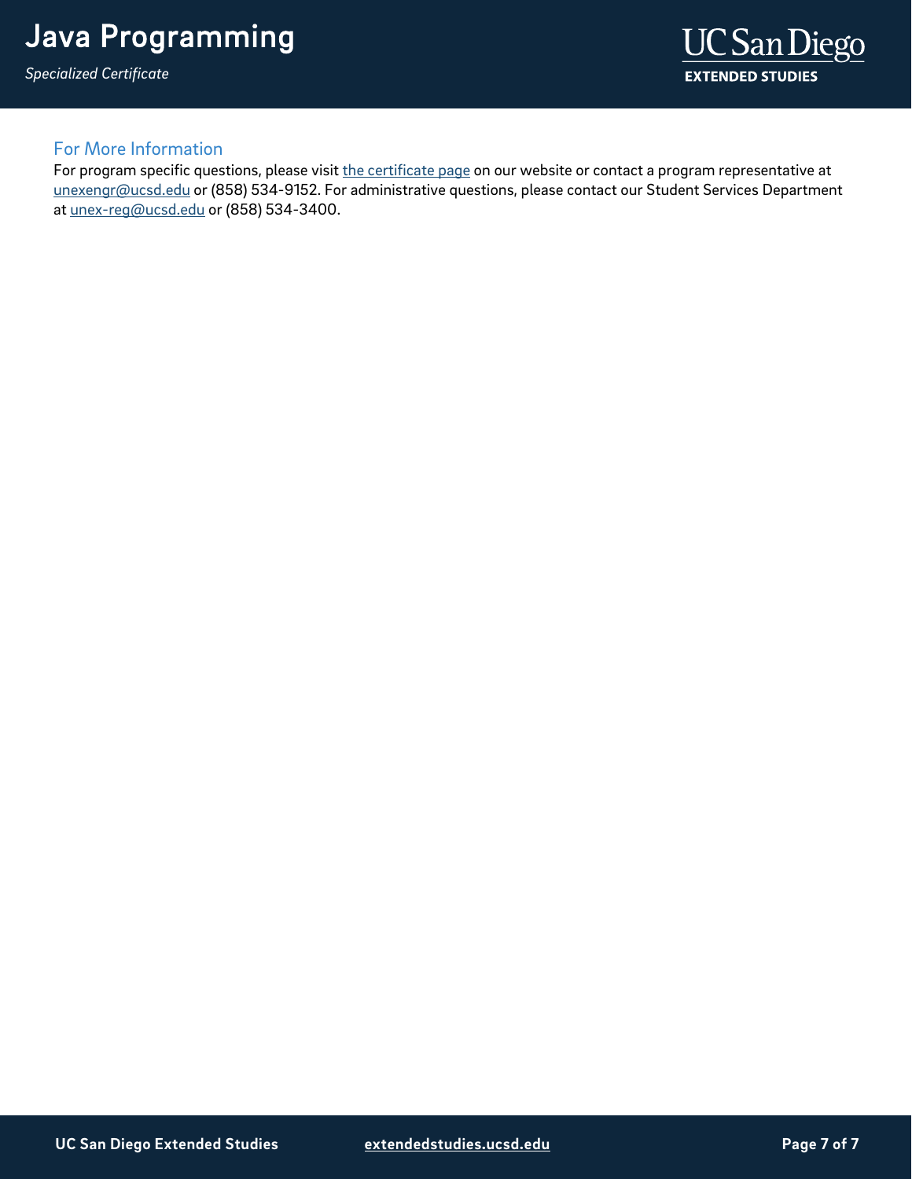## For More Information

For program specific questions, please visit the certificate page on our website or contact a program representative at unexengr@ucsd.edu or (858) 534-9152. For administrative questions, please contact our Student Services Department at unex-reg@ucsd.edu or (858) 534-3400.